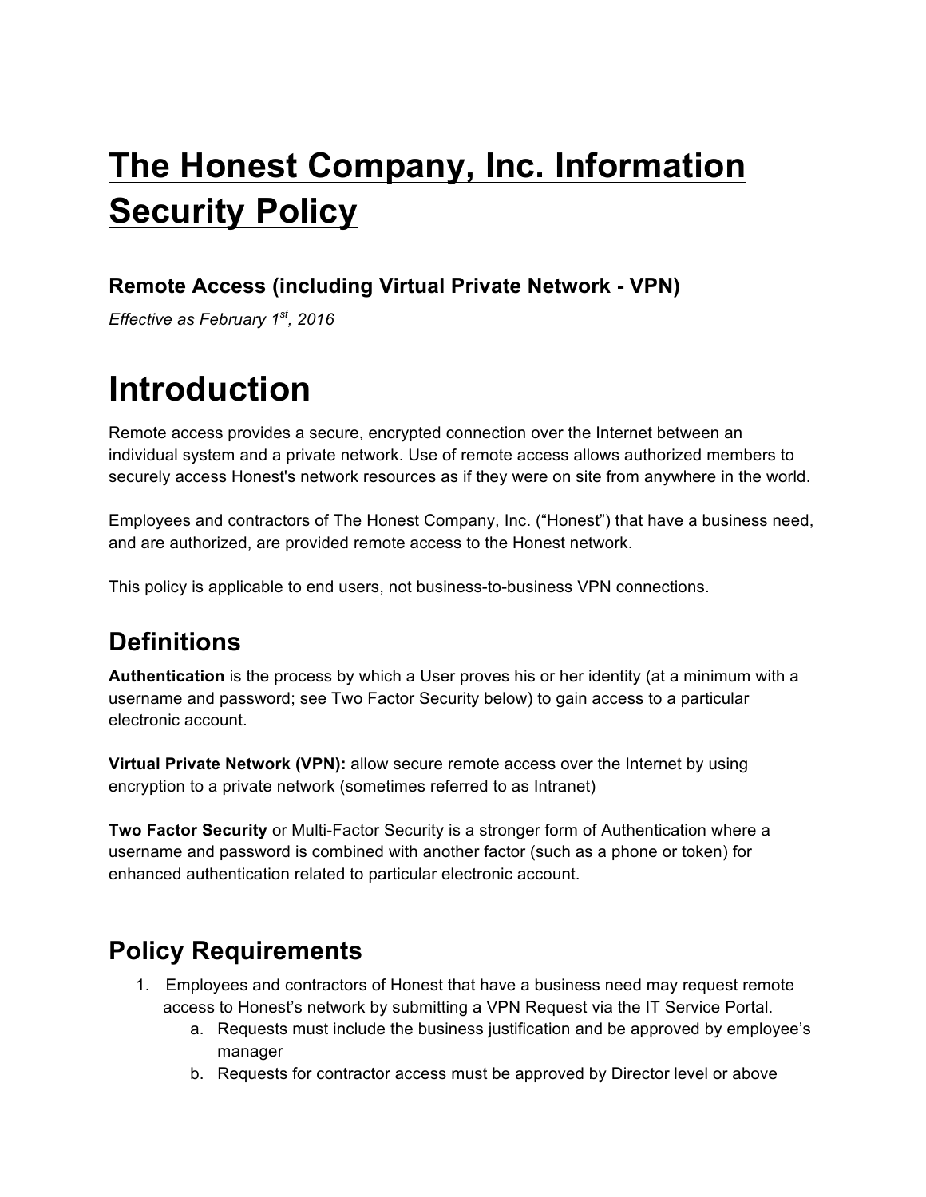# The Honest Company, Inc. Information Security Policy

### Remote Access (including Virtual Private Network - VPN)

*Effective as February 1st, 2016*

# Introduction

Remote access provides a secure, encrypted connection over the Internet between an individual system and a private network. Use of remote access allows authorized members to securely access Honest's network resources as if they were on site from anywhere in the world.

Employees and contractors of The Honest Company, Inc. ("Honest") that have a business need, and are authorized, are provided remote access to the Honest network.

This policy is applicable to end users, not business-to-business VPN connections.

## Definitions

**Authentication** is the process by which a User proves his or her identity (at a minimum with a username and password; see Two Factor Security below) to gain access to a particular electronic account.

**Virtual Private Network (VPN):** allow secure remote access over the Internet by using encryption to a private network (sometimes referred to as Intranet)

**Two Factor Security** or Multi-Factor Security is a stronger form of Authentication where a username and password is combined with another factor (such as a phone or token) for enhanced authentication related to particular electronic account.

## Policy Requirements

1. Employees and contractors of Honest that have a business need may request remote access to Honest's network by submitting a VPN Request via the IT Service Portal.
    a. Requests must include the business justification and be approved by employee's manager
    b. Requests for contractor access must be approved by Director level or above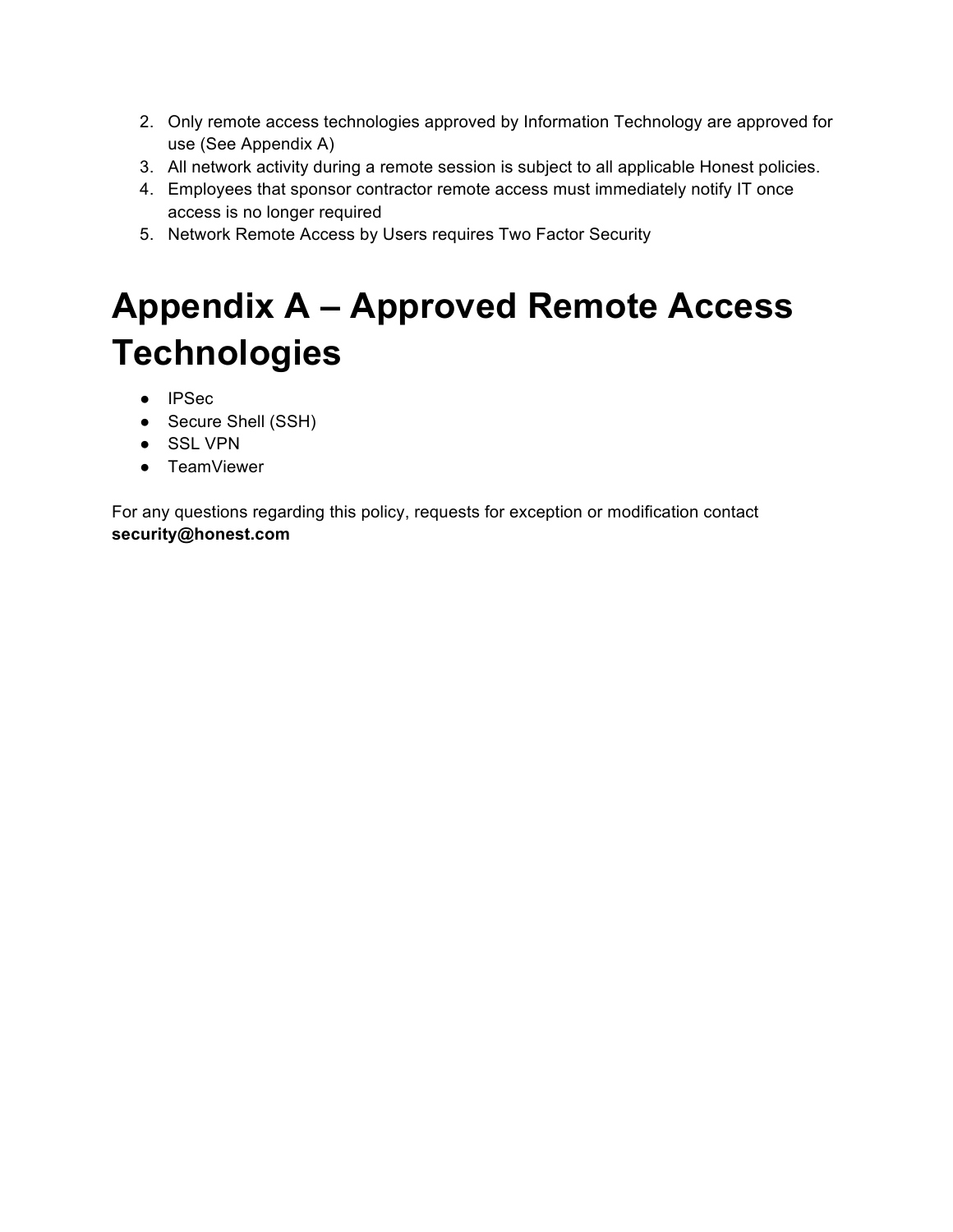2. Only remote access technologies approved by Information Technology are approved for use (See Appendix A)
3. All network activity during a remote session is subject to all applicable Honest policies.
4. Employees that sponsor contractor remote access must immediately notify IT once access is no longer required
5. Network Remote Access by Users requires Two Factor Security

# Appendix A – Approved Remote Access Technologies

- IPSec
- Secure Shell (SSH)
- SSL VPN
- TeamViewer

For any questions regarding this policy, requests for exception or modification contact **security@honest.com**